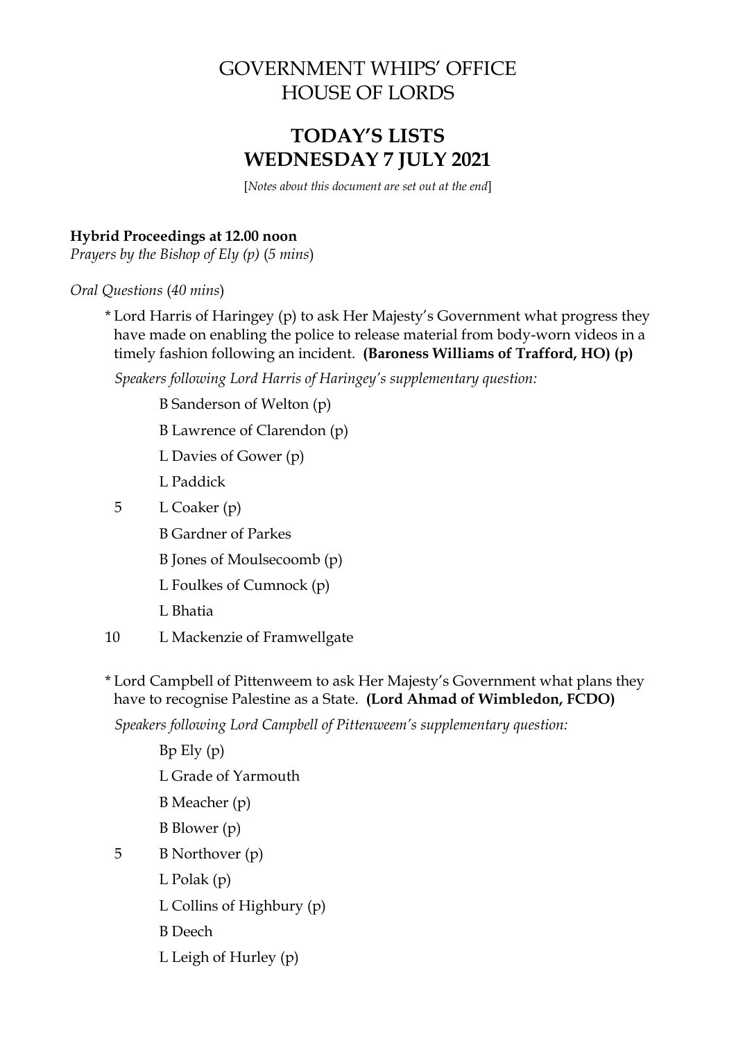# GOVERNMENT WHIPS' OFFICE
# HOUSE OF LORDS

## TODAY'S LISTS
## WEDNESDAY 7 JULY 2021

[*Notes about this document are set out at the end*]

**Hybrid Proceedings at 12.00 noon**

*Prayers by the Bishop of Ely (p)* (*5 mins*)

*Oral Questions* (*40 mins*)

\* Lord Harris of Haringey (p) to ask Her Majesty's Government what progress they have made on enabling the police to release material from body-worn videos in a timely fashion following an incident. **(Baroness Williams of Trafford, HO) (p)**

*Speakers following Lord Harris of Haringey's supplementary question:*

B Sanderson of Welton (p)
B Lawrence of Clarendon (p)
L Davies of Gower (p)
L Paddick
5 L Coaker (p)
B Gardner of Parkes
B Jones of Moulsecoomb (p)
L Foulkes of Cumnock (p)
L Bhatia
10 L Mackenzie of Framwellgate

\* Lord Campbell of Pittenweem to ask Her Majesty's Government what plans they have to recognise Palestine as a State. **(Lord Ahmad of Wimbledon, FCDO)**

*Speakers following Lord Campbell of Pittenweem's supplementary question:*

Bp Ely (p)
L Grade of Yarmouth
B Meacher (p)
B Blower (p)
5 B Northover (p)
L Polak (p)
L Collins of Highbury (p)
B Deech
L Leigh of Hurley (p)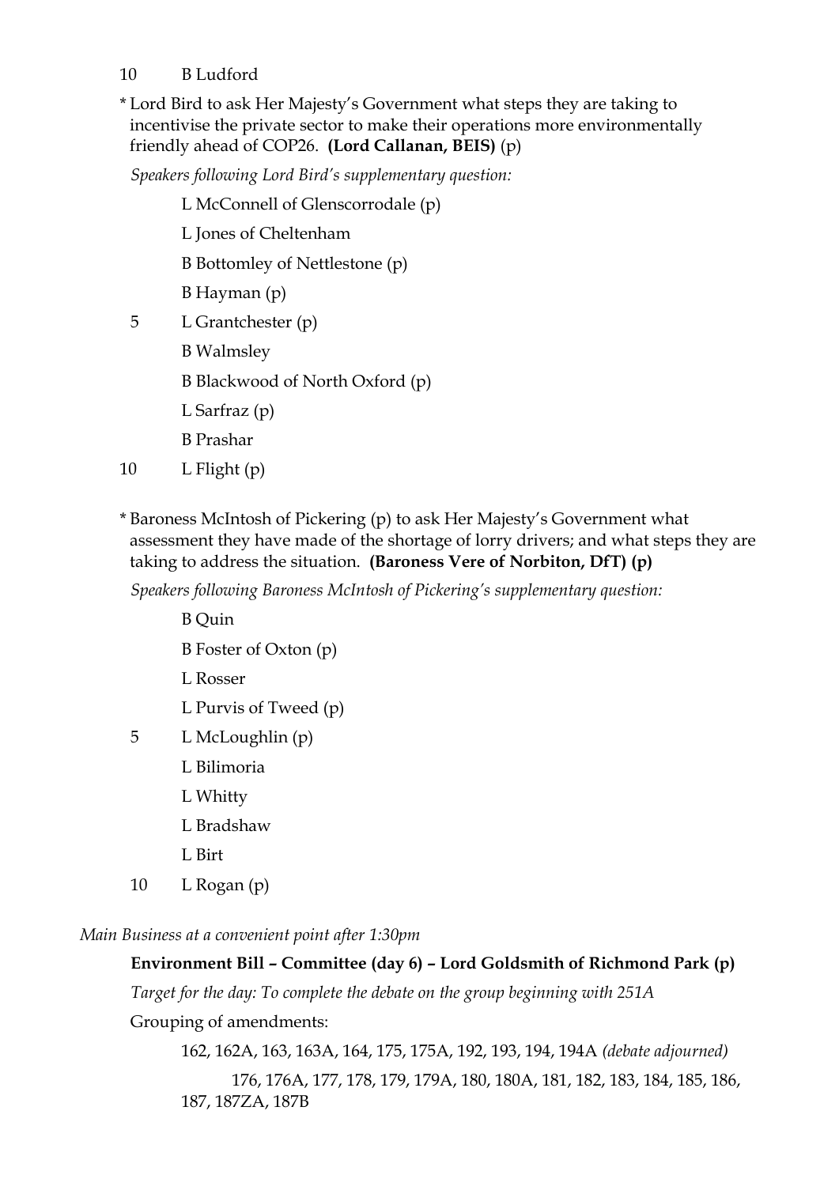10 B Ludford

\* Lord Bird to ask Her Majesty's Government what steps they are taking to incentivise the private sector to make their operations more environmentally friendly ahead of COP26. **(Lord Callanan, BEIS)** (p)

*Speakers following Lord Bird's supplementary question:*

L McConnell of Glenscorrodale (p)
L Jones of Cheltenham
B Bottomley of Nettlestone (p)
B Hayman (p)
5 L Grantchester (p)
B Walmsley
B Blackwood of North Oxford (p)
L Sarfraz (p)
B Prashar
10 L Flight (p)

\* Baroness McIntosh of Pickering (p) to ask Her Majesty's Government what assessment they have made of the shortage of lorry drivers; and what steps they are taking to address the situation. **(Baroness Vere of Norbiton, DfT) (p)**

*Speakers following Baroness McIntosh of Pickering's supplementary question:*

B Quin
B Foster of Oxton (p)
L Rosser
L Purvis of Tweed (p)
5 L McLoughlin (p)
L Bilimoria
L Whitty
L Bradshaw
L Birt
10 L Rogan (p)

*Main Business at a convenient point after 1:30pm*

**Environment Bill – Committee (day 6) – Lord Goldsmith of Richmond Park (p)**

*Target for the day: To complete the debate on the group beginning with 251A*

Grouping of amendments:

162, 162A, 163, 163A, 164, 175, 175A, 192, 193, 194, 194A *(debate adjourned)*

176, 176A, 177, 178, 179, 179A, 180, 180A, 181, 182, 183, 184, 185, 186, 187, 187ZA, 187B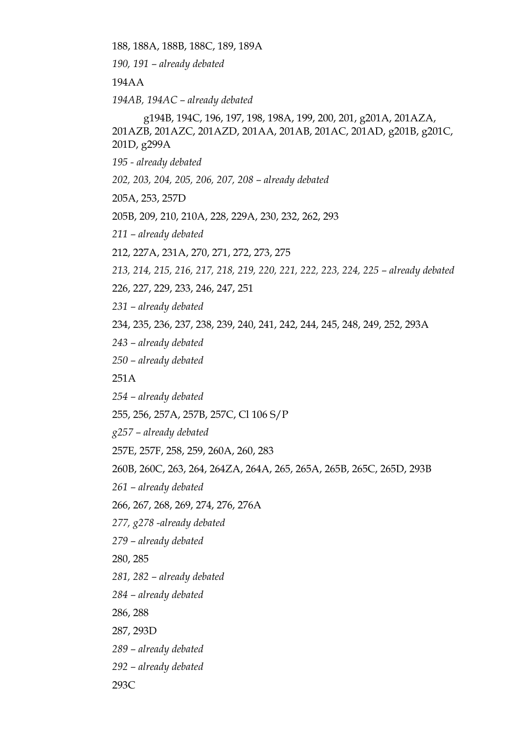188, 188A, 188B, 188C, 189, 189A

*190, 191 – already debated*

194AA

*194AB, 194AC – already debated*

g194B, 194C, 196, 197, 198, 198A, 199, 200, 201, g201A, 201AZA, 201AZB, 201AZC, 201AZD, 201AA, 201AB, 201AC, 201AD, g201B, g201C, 201D, g299A

*195 - already debated*

*202, 203, 204, 205, 206, 207, 208 – already debated*

205A, 253, 257D

205B, 209, 210, 210A, 228, 229A, 230, 232, 262, 293

*211 – already debated*

212, 227A, 231A, 270, 271, 272, 273, 275

*213, 214, 215, 216, 217, 218, 219, 220, 221, 222, 223, 224, 225 – already debated*

226, 227, 229, 233, 246, 247, 251

*231 – already debated*

234, 235, 236, 237, 238, 239, 240, 241, 242, 244, 245, 248, 249, 252, 293A

*243 – already debated*

*250 – already debated*

251A

*254 – already debated*

255, 256, 257A, 257B, 257C, Cl 106 S/P

*g257 – already debated*

257E, 257F, 258, 259, 260A, 260, 283

260B, 260C, 263, 264, 264ZA, 264A, 265, 265A, 265B, 265C, 265D, 293B

*261 – already debated*

266, 267, 268, 269, 274, 276, 276A

*277, g278 -already debated*

*279 – already debated*

280, 285

*281, 282 – already debated*

*284 – already debated*

286, 288

287, 293D

*289 – already debated*

*292 – already debated*

293C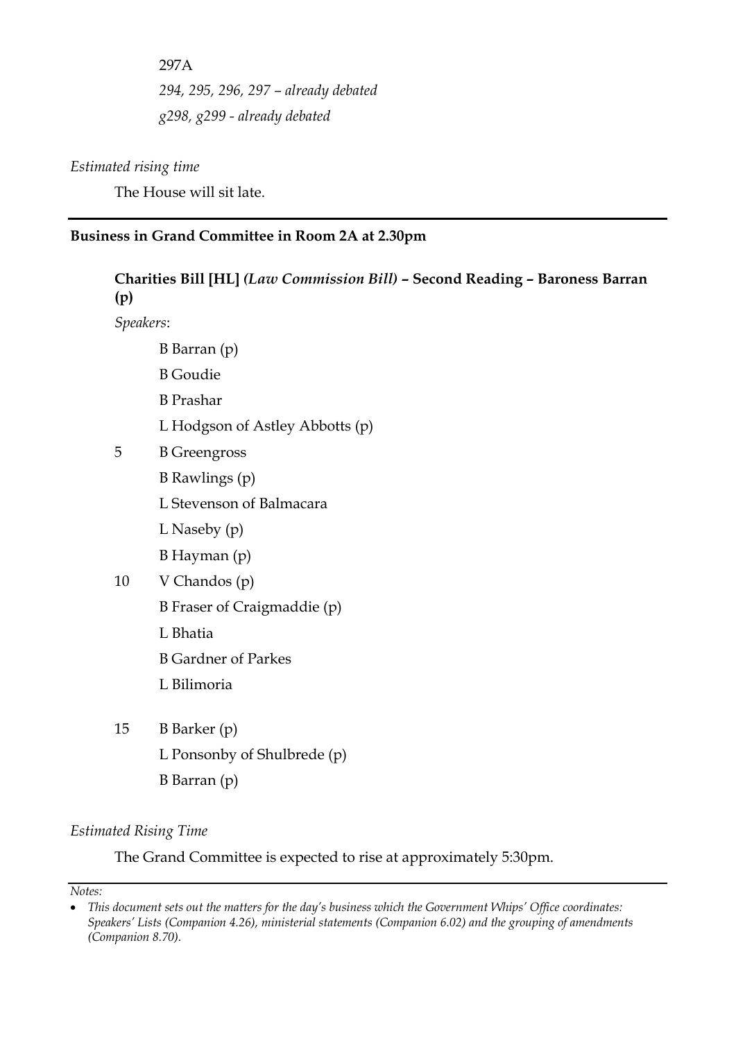297A

*294, 295, 296, 297 – already debated*

*g298, g299 - already debated*

*Estimated rising time*

The House will sit late.

---

**Business in Grand Committee in Room 2A at 2.30pm**

**Charities Bill [HL]** ***(Law Commission Bill)*** **– Second Reading – Baroness Barran (p)**

*Speakers*:

B Barran (p)
B Goudie
B Prashar
L Hodgson of Astley Abbotts (p)
5 B Greengross
B Rawlings (p)
L Stevenson of Balmacara
L Naseby (p)
B Hayman (p)
10 V Chandos (p)
B Fraser of Craigmaddie (p)
L Bhatia
B Gardner of Parkes
L Bilimoria

15 B Barker (p)
L Ponsonby of Shulbrede (p)
B Barran (p)

*Estimated Rising Time*

The Grand Committee is expected to rise at approximately 5:30pm.

---

*Notes:*

- *This document sets out the matters for the day's business which the Government Whips' Office coordinates: Speakers' Lists (Companion 4.26), ministerial statements (Companion 6.02) and the grouping of amendments (Companion 8.70).*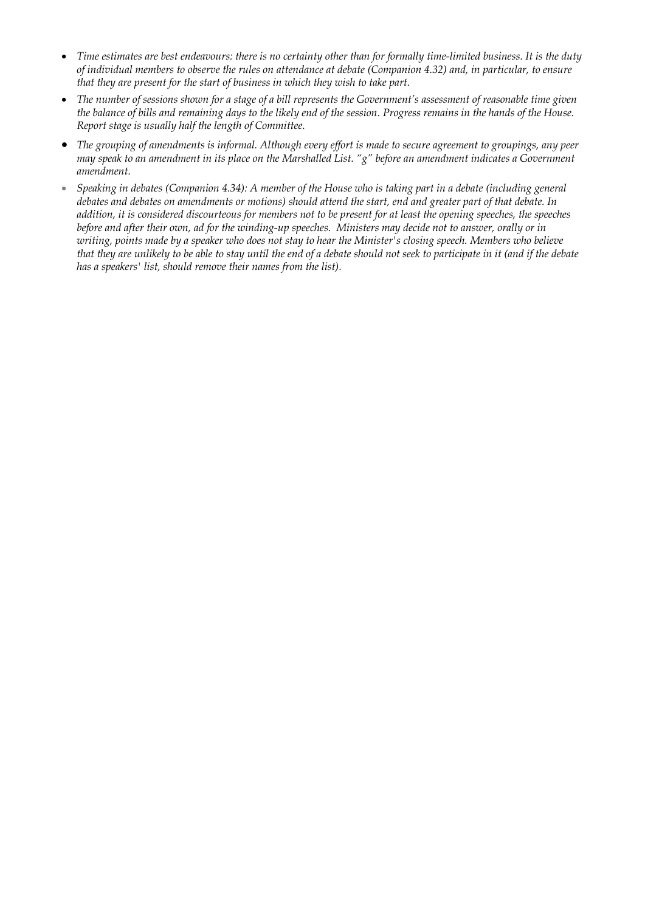- *Time estimates are best endeavours: there is no certainty other than for formally time-limited business. It is the duty of individual members to observe the rules on attendance at debate (Companion 4.32) and, in particular, to ensure that they are present for the start of business in which they wish to take part.*
- *The number of sessions shown for a stage of a bill represents the Government's assessment of reasonable time given the balance of bills and remaining days to the likely end of the session. Progress remains in the hands of the House. Report stage is usually half the length of Committee.*
- *The grouping of amendments is informal. Although every effort is made to secure agreement to groupings, any peer may speak to an amendment in its place on the Marshalled List. "g" before an amendment indicates a Government amendment.*
- *Speaking in debates (Companion 4.34): A member of the House who is taking part in a debate (including general debates and debates on amendments or motions) should attend the start, end and greater part of that debate. In addition, it is considered discourteous for members not to be present for at least the opening speeches, the speeches before and after their own, ad for the winding-up speeches. Ministers may decide not to answer, orally or in writing, points made by a speaker who does not stay to hear the Minister's closing speech. Members who believe that they are unlikely to be able to stay until the end of a debate should not seek to participate in it (and if the debate has a speakers' list, should remove their names from the list).*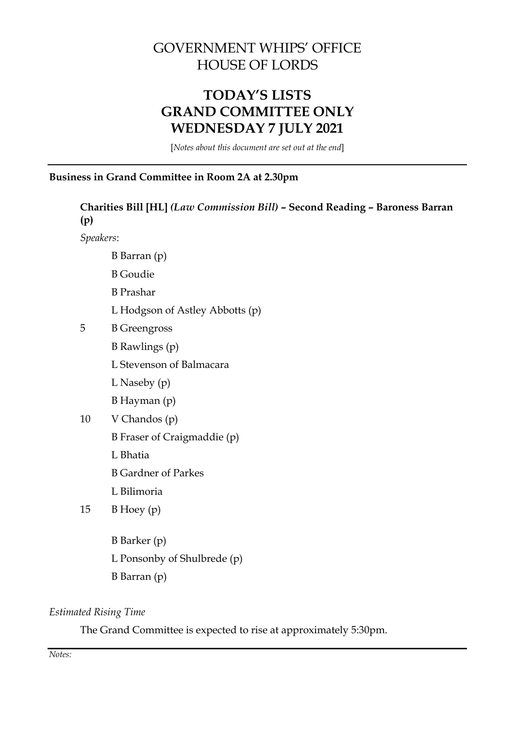# GOVERNMENT WHIPS' OFFICE
# HOUSE OF LORDS

## TODAY'S LISTS
## GRAND COMMITTEE ONLY
## WEDNESDAY 7 JULY 2021

[*Notes about this document are set out at the end*]

---

**Business in Grand Committee in Room 2A at 2.30pm**

**Charities Bill [HL]** ***(Law Commission Bill)*** **– Second Reading – Baroness Barran (p)**

*Speakers*:

B Barran (p)
B Goudie
B Prashar
L Hodgson of Astley Abbotts (p)
5 B Greengross
B Rawlings (p)
L Stevenson of Balmacara
L Naseby (p)
B Hayman (p)
10 V Chandos (p)
B Fraser of Craigmaddie (p)
L Bhatia
B Gardner of Parkes
L Bilimoria
15 B Hoey (p)

B Barker (p)
L Ponsonby of Shulbrede (p)
B Barran (p)

*Estimated Rising Time*

The Grand Committee is expected to rise at approximately 5:30pm.

---

*Notes:*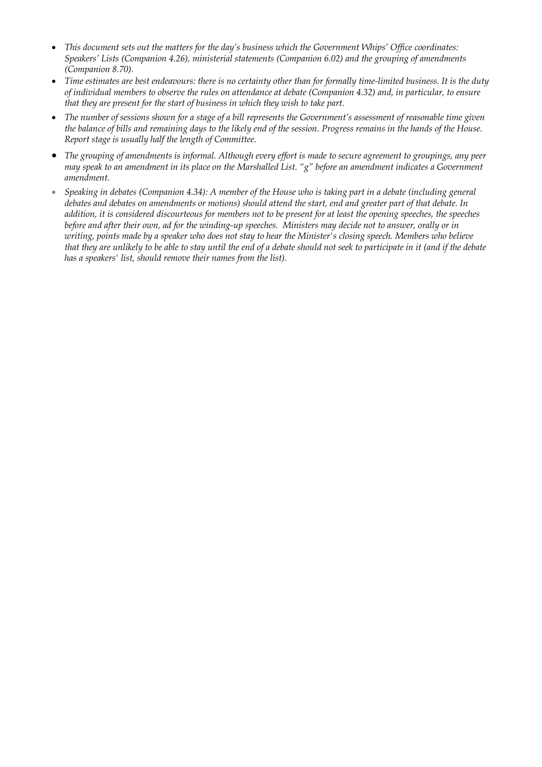- *This document sets out the matters for the day's business which the Government Whips' Office coordinates: Speakers' Lists (Companion 4.26), ministerial statements (Companion 6.02) and the grouping of amendments (Companion 8.70).*
- *Time estimates are best endeavours: there is no certainty other than for formally time-limited business. It is the duty of individual members to observe the rules on attendance at debate (Companion 4.32) and, in particular, to ensure that they are present for the start of business in which they wish to take part.*
- *The number of sessions shown for a stage of a bill represents the Government's assessment of reasonable time given the balance of bills and remaining days to the likely end of the session. Progress remains in the hands of the House. Report stage is usually half the length of Committee.*
- *The grouping of amendments is informal. Although every effort is made to secure agreement to groupings, any peer may speak to an amendment in its place on the Marshalled List. "g" before an amendment indicates a Government amendment.*
- *Speaking in debates (Companion 4.34): A member of the House who is taking part in a debate (including general debates and debates on amendments or motions) should attend the start, end and greater part of that debate. In addition, it is considered discourteous for members not to be present for at least the opening speeches, the speeches before and after their own, ad for the winding-up speeches. Ministers may decide not to answer, orally or in writing, points made by a speaker who does not stay to hear the Minister's closing speech. Members who believe that they are unlikely to be able to stay until the end of a debate should not seek to participate in it (and if the debate has a speakers' list, should remove their names from the list).*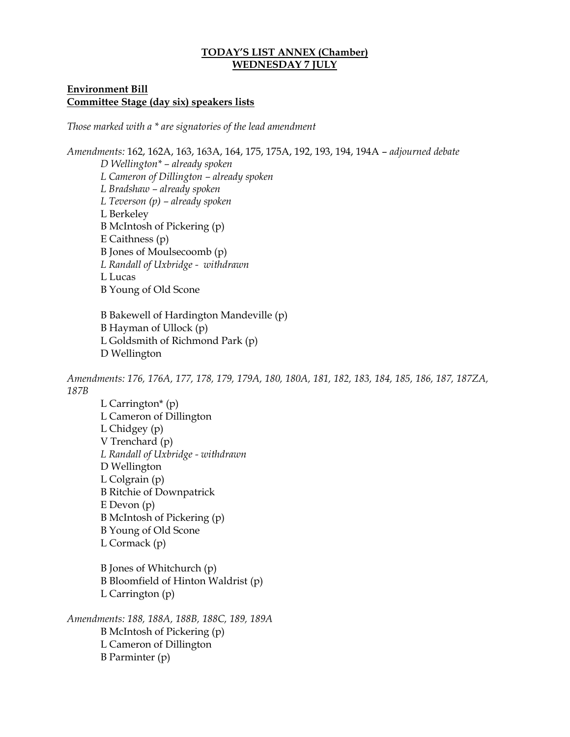**TODAY'S LIST ANNEX (Chamber)**
**WEDNESDAY 7 JULY**

**Environment Bill**
**Committee Stage (day six) speakers lists**

*Those marked with a * are signatories of the lead amendment*

*Amendments:* 162, 162A, 163, 163A, 164, 175, 175A, 192, 193, 194, 194A – *adjourned debate*

*D Wellington* – already spoken*
*L Cameron of Dillington – already spoken*
*L Bradshaw – already spoken*
*L Teverson (p) – already spoken*
L Berkeley
B McIntosh of Pickering (p)
E Caithness (p)
B Jones of Moulsecoomb (p)
*L Randall of Uxbridge - withdrawn*
L Lucas
B Young of Old Scone

B Bakewell of Hardington Mandeville (p)
B Hayman of Ullock (p)
L Goldsmith of Richmond Park (p)
D Wellington

*Amendments: 176, 176A, 177, 178, 179, 179A, 180, 180A, 181, 182, 183, 184, 185, 186, 187, 187ZA, 187B*

L Carrington* (p)
L Cameron of Dillington
L Chidgey (p)
V Trenchard (p)
*L Randall of Uxbridge - withdrawn*
D Wellington
L Colgrain (p)
B Ritchie of Downpatrick
E Devon (p)
B McIntosh of Pickering (p)
B Young of Old Scone
L Cormack (p)

B Jones of Whitchurch (p)
B Bloomfield of Hinton Waldrist (p)
L Carrington (p)

*Amendments: 188, 188A, 188B, 188C, 189, 189A*

B McIntosh of Pickering (p)
L Cameron of Dillington
B Parminter (p)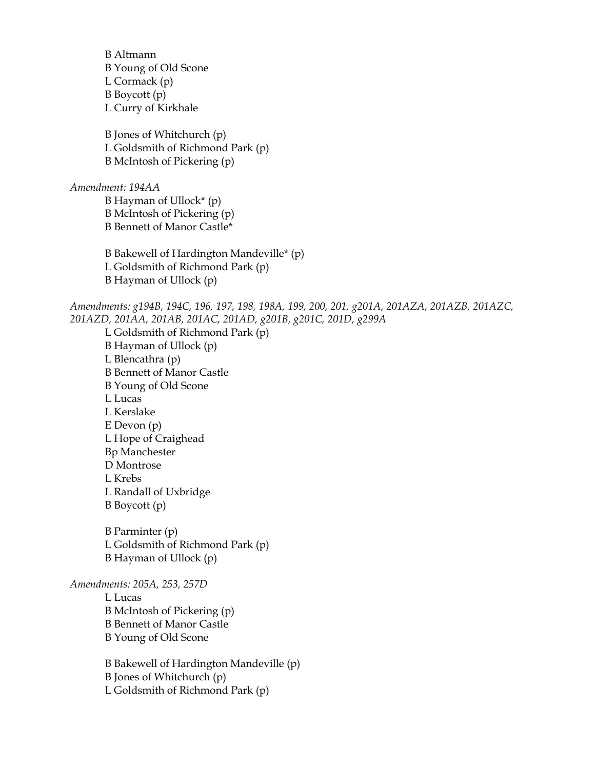B Altmann
B Young of Old Scone
L Cormack (p)
B Boycott (p)
L Curry of Kirkhale

B Jones of Whitchurch (p)
L Goldsmith of Richmond Park (p)
B McIntosh of Pickering (p)

*Amendment: 194AA*

B Hayman of Ullock* (p)
B McIntosh of Pickering (p)
B Bennett of Manor Castle*

B Bakewell of Hardington Mandeville* (p)
L Goldsmith of Richmond Park (p)
B Hayman of Ullock (p)

*Amendments: g194B, 194C, 196, 197, 198, 198A, 199, 200, 201, g201A, 201AZA, 201AZB, 201AZC, 201AZD, 201AA, 201AB, 201AC, 201AD, g201B, g201C, 201D, g299A*

L Goldsmith of Richmond Park (p)
B Hayman of Ullock (p)
L Blencathra (p)
B Bennett of Manor Castle
B Young of Old Scone
L Lucas
L Kerslake
E Devon (p)
L Hope of Craighead
Bp Manchester
D Montrose
L Krebs
L Randall of Uxbridge
B Boycott (p)

B Parminter (p)
L Goldsmith of Richmond Park (p)
B Hayman of Ullock (p)

*Amendments: 205A, 253, 257D*

L Lucas
B McIntosh of Pickering (p)
B Bennett of Manor Castle
B Young of Old Scone

B Bakewell of Hardington Mandeville (p)
B Jones of Whitchurch (p)
L Goldsmith of Richmond Park (p)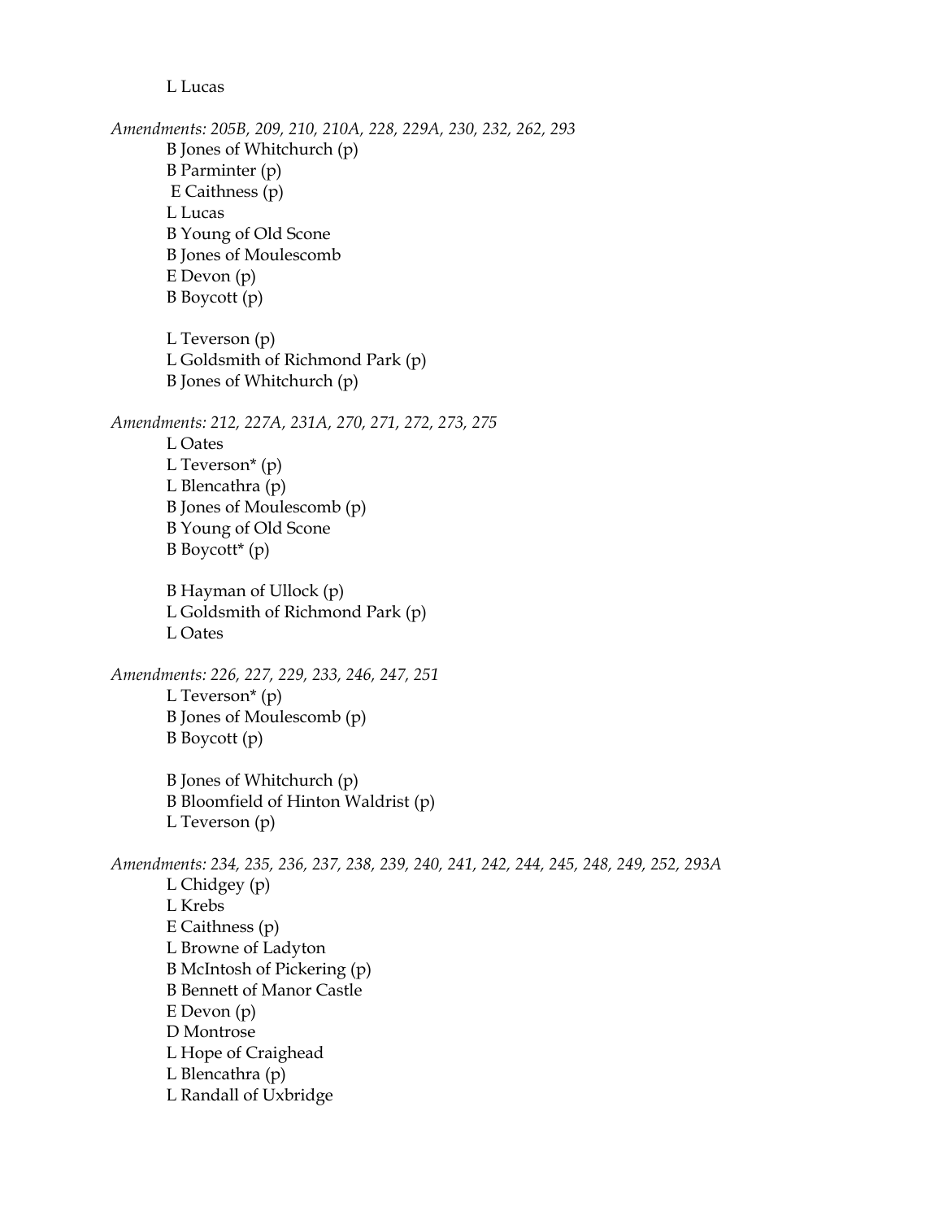L Lucas

*Amendments: 205B, 209, 210, 210A, 228, 229A, 230, 232, 262, 293*

B Jones of Whitchurch (p)
B Parminter (p)
E Caithness (p)
L Lucas
B Young of Old Scone
B Jones of Moulescomb
E Devon (p)
B Boycott (p)

L Teverson (p)
L Goldsmith of Richmond Park (p)
B Jones of Whitchurch (p)

*Amendments: 212, 227A, 231A, 270, 271, 272, 273, 275*

L Oates
L Teverson* (p)
L Blencathra (p)
B Jones of Moulescomb (p)
B Young of Old Scone
B Boycott* (p)

B Hayman of Ullock (p)
L Goldsmith of Richmond Park (p)
L Oates

*Amendments: 226, 227, 229, 233, 246, 247, 251*

L Teverson* (p)
B Jones of Moulescomb (p)
B Boycott (p)

B Jones of Whitchurch (p)
B Bloomfield of Hinton Waldrist (p)
L Teverson (p)

*Amendments: 234, 235, 236, 237, 238, 239, 240, 241, 242, 244, 245, 248, 249, 252, 293A*

L Chidgey (p)
L Krebs
E Caithness (p)
L Browne of Ladyton
B McIntosh of Pickering (p)
B Bennett of Manor Castle
E Devon (p)
D Montrose
L Hope of Craighead
L Blencathra (p)
L Randall of Uxbridge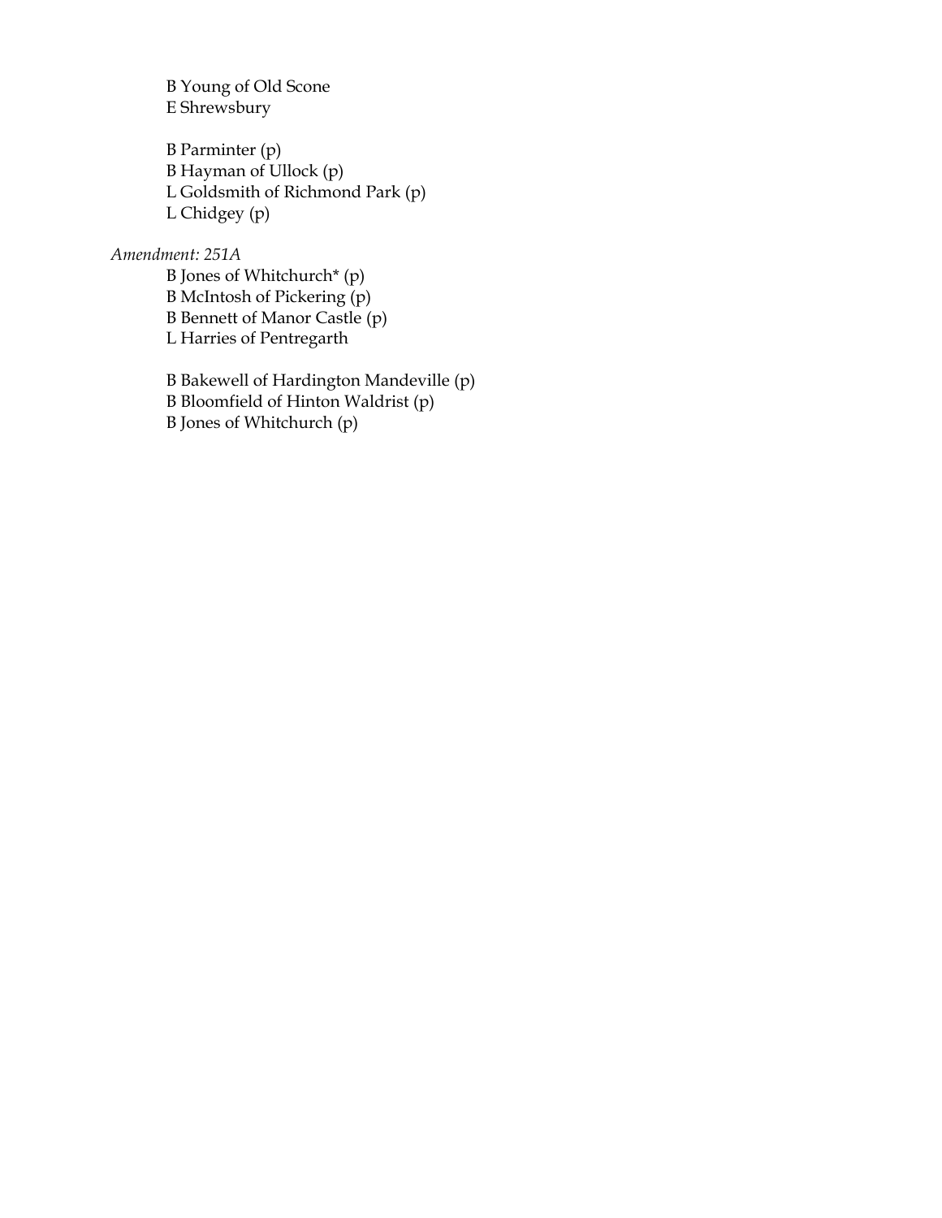B Young of Old Scone
E Shrewsbury

B Parminter (p)
B Hayman of Ullock (p)
L Goldsmith of Richmond Park (p)
L Chidgey (p)

*Amendment: 251A*

B Jones of Whitchurch* (p)
B McIntosh of Pickering (p)
B Bennett of Manor Castle (p)
L Harries of Pentregarth

B Bakewell of Hardington Mandeville (p)
B Bloomfield of Hinton Waldrist (p)
B Jones of Whitchurch (p)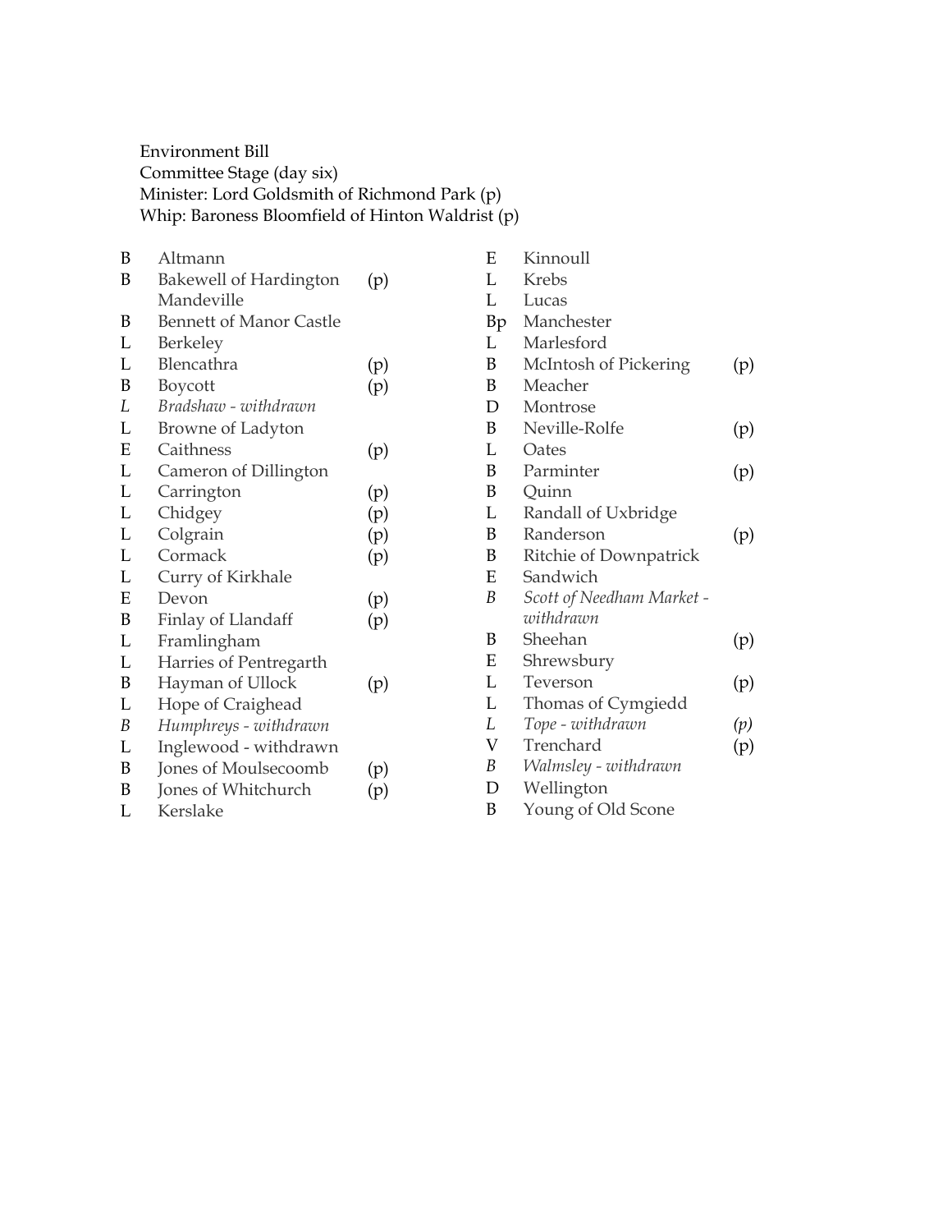Environment Bill
Committee Stage (day six)
Minister: Lord Goldsmith of Richmond Park (p)
Whip: Baroness Bloomfield of Hinton Waldrist (p)

| | | |
|---|---|---|
| B | Altmann | |
| B | Bakewell of Hardington Mandeville | (p) |
| B | Bennett of Manor Castle | |
| L | Berkeley | |
| L | Blencathra | (p) |
| B | Boycott | (p) |
| *L* | *Bradshaw - withdrawn* | |
| L | Browne of Ladyton | |
| E | Caithness | (p) |
| L | Cameron of Dillington | |
| L | Carrington | (p) |
| L | Chidgey | (p) |
| L | Colgrain | (p) |
| L | Cormack | (p) |
| L | Curry of Kirkhale | |
| E | Devon | (p) |
| B | Finlay of Llandaff | (p) |
| L | Framlingham | |
| L | Harries of Pentregarth | |
| B | Hayman of Ullock | (p) |
| L | Hope of Craighead | |
| *B* | *Humphreys - withdrawn* | |
| L | Inglewood - withdrawn | |
| B | Jones of Moulsecoomb | (p) |
| B | Jones of Whitchurch | (p) |
| L | Kerslake | |
| E | Kinnoull | |
| L | Krebs | |
| L | Lucas | |
| Bp | Manchester | |
| L | Marlesford | |
| B | McIntosh of Pickering | (p) |
| B | Meacher | |
| D | Montrose | |
| B | Neville-Rolfe | (p) |
| L | Oates | |
| B | Parminter | (p) |
| B | Quinn | |
| L | Randall of Uxbridge | |
| B | Randerson | (p) |
| B | Ritchie of Downpatrick | |
| E | Sandwich | |
| *B* | *Scott of Needham Market - withdrawn* | |
| B | Sheehan | (p) |
| E | Shrewsbury | |
| L | Teverson | (p) |
| L | Thomas of Cymgiedd | |
| *L* | *Tope - withdrawn* | *(p)* |
| V | Trenchard | (p) |
| *B* | *Walmsley - withdrawn* | |
| D | Wellington | |
| B | Young of Old Scone | |